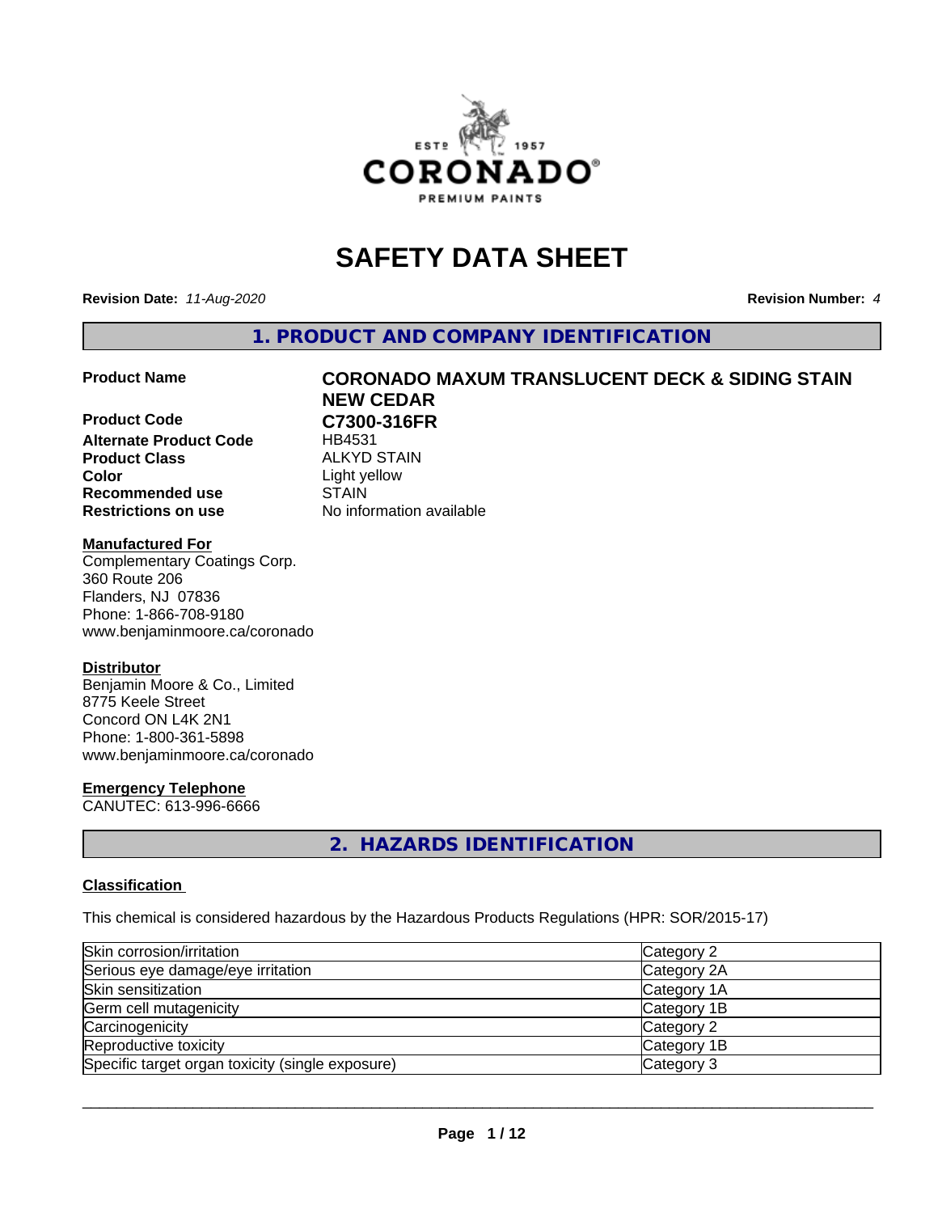# SAFETY DATA SHEET

**Revision Date:** *11-Aug-2020* **Revision Number:** *4*

## 1. PRODUCT AND COMPANY IDENTIFICATION

| | |
|---|---|
| **Product Name** | **CORONADO MAXUM TRANSLUCENT DECK & SIDING STAIN NEW CEDAR** |
| **Product Code** | **C7300-316FR** |
| **Alternate Product Code** | HB4531 |
| **Product Class** | ALKYD STAIN |
| **Color** | Light yellow |
| **Recommended use** | STAIN |
| **Restrictions on use** | No information available |

**Manufactured For**
Complementary Coatings Corp.
360 Route 206
Flanders, NJ 07836
Phone: 1-866-708-9180
www.benjaminmoore.ca/coronado

**Distributor**
Benjamin Moore & Co., Limited
8775 Keele Street
Concord ON L4K 2N1
Phone: 1-800-361-5898
www.benjaminmoore.ca/coronado

**Emergency Telephone**
CANUTEC: 613-996-6666

## 2. HAZARDS IDENTIFICATION

**Classification**

This chemical is considered hazardous by the Hazardous Products Regulations (HPR: SOR/2015-17)

| | |
|---|---|
| Skin corrosion/irritation | Category 2 |
| Serious eye damage/eye irritation | Category 2A |
| Skin sensitization | Category 1A |
| Germ cell mutagenicity | Category 1B |
| Carcinogenicity | Category 2 |
| Reproductive toxicity | Category 1B |
| Specific target organ toxicity (single exposure) | Category 3 |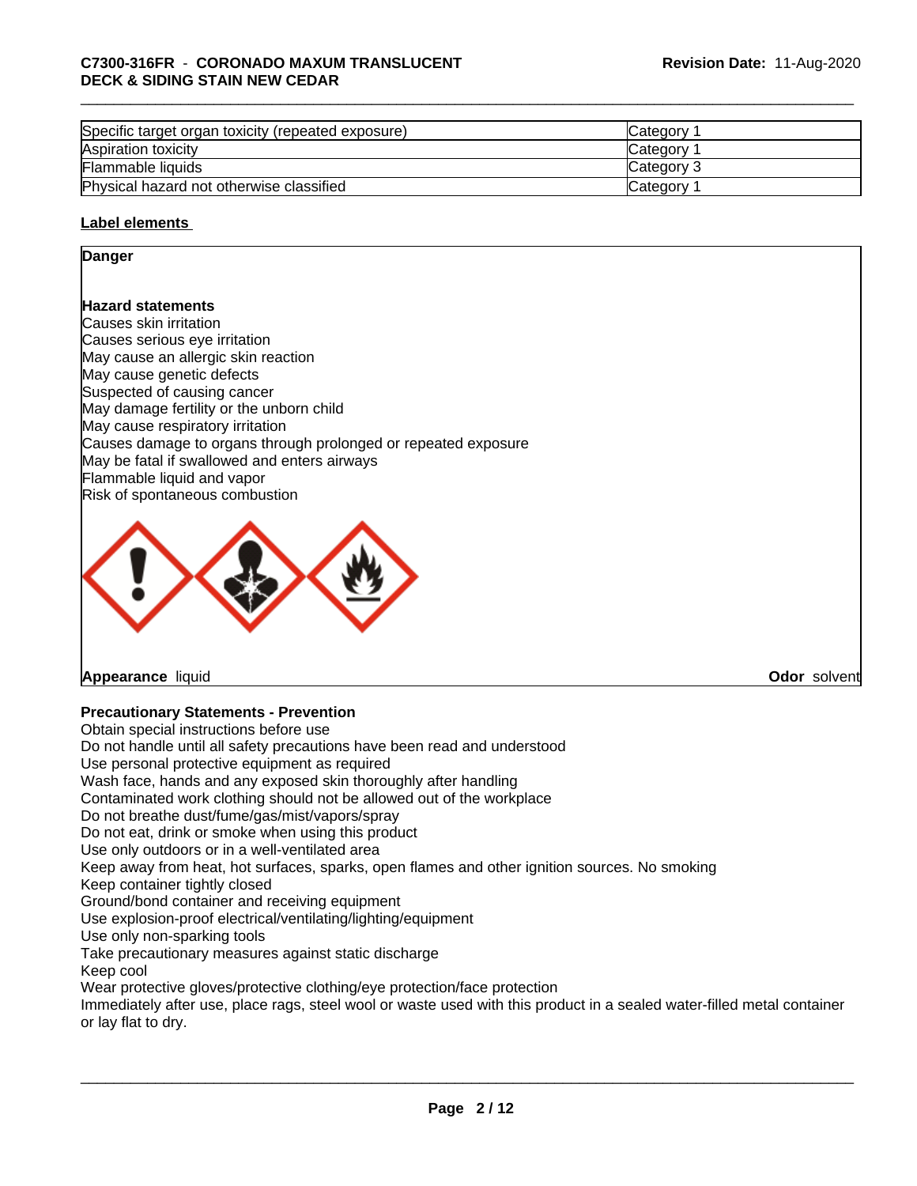| Specific target organ toxicity (repeated exposure) | Category 1 |
| --- | --- |
| Aspiration toxicity | Category 1 |
| Flammable liquids | Category 3 |
| Physical hazard not otherwise classified | Category 1 |

**Label elements**

**Danger**

**Hazard statements**

Causes skin irritation
Causes serious eye irritation
May cause an allergic skin reaction
May cause genetic defects
Suspected of causing cancer
May damage fertility or the unborn child
May cause respiratory irritation
Causes damage to organs through prolonged or repeated exposure
May be fatal if swallowed and enters airways
Flammable liquid and vapor
Risk of spontaneous combustion

**Appearance** liquid **Odor** solvent

**Precautionary Statements - Prevention**

Obtain special instructions before use
Do not handle until all safety precautions have been read and understood
Use personal protective equipment as required
Wash face, hands and any exposed skin thoroughly after handling
Contaminated work clothing should not be allowed out of the workplace
Do not breathe dust/fume/gas/mist/vapors/spray
Do not eat, drink or smoke when using this product
Use only outdoors or in a well-ventilated area
Keep away from heat, hot surfaces, sparks, open flames and other ignition sources. No smoking
Keep container tightly closed
Ground/bond container and receiving equipment
Use explosion-proof electrical/ventilating/lighting/equipment
Use only non-sparking tools
Take precautionary measures against static discharge
Keep cool
Wear protective gloves/protective clothing/eye protection/face protection
Immediately after use, place rags, steel wool or waste used with this product in a sealed water-filled metal container or lay flat to dry.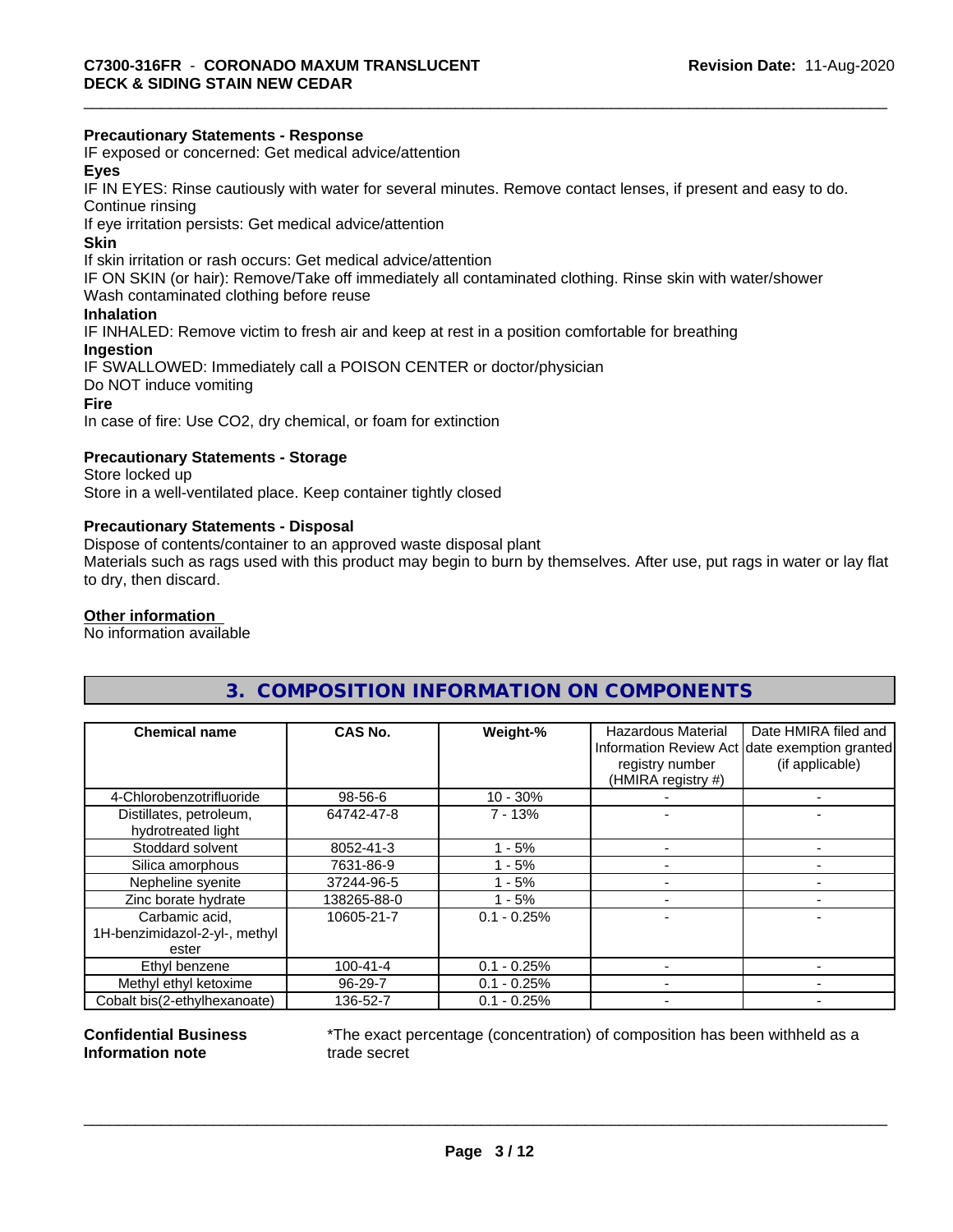**Precautionary Statements - Response**

IF exposed or concerned: Get medical advice/attention

**Eyes**

IF IN EYES: Rinse cautiously with water for several minutes. Remove contact lenses, if present and easy to do. Continue rinsing

If eye irritation persists: Get medical advice/attention

**Skin**

If skin irritation or rash occurs: Get medical advice/attention

IF ON SKIN (or hair): Remove/Take off immediately all contaminated clothing. Rinse skin with water/shower

Wash contaminated clothing before reuse

**Inhalation**

IF INHALED: Remove victim to fresh air and keep at rest in a position comfortable for breathing

**Ingestion**

IF SWALLOWED: Immediately call a POISON CENTER or doctor/physician

Do NOT induce vomiting

**Fire**

In case of fire: Use CO2, dry chemical, or foam for extinction

**Precautionary Statements - Storage**

Store locked up

Store in a well-ventilated place. Keep container tightly closed

**Precautionary Statements - Disposal**

Dispose of contents/container to an approved waste disposal plant

Materials such as rags used with this product may begin to burn by themselves. After use, put rags in water or lay flat to dry, then discard.

**Other information**

No information available

## 3. COMPOSITION INFORMATION ON COMPONENTS

| Chemical name | CAS No. | Weight-% | Hazardous Material Information Review Act registry number (HMIRA registry #) | Date HMIRA filed and date exemption granted (if applicable) |
|---|---|---|---|---|
| 4-Chlorobenzotrifluoride | 98-56-6 | 10 - 30% | - | - |
| Distillates, petroleum, hydrotreated light | 64742-47-8 | 7 - 13% | - | - |
| Stoddard solvent | 8052-41-3 | 1 - 5% | - | - |
| Silica amorphous | 7631-86-9 | 1 - 5% | - | - |
| Nepheline syenite | 37244-96-5 | 1 - 5% | - | - |
| Zinc borate hydrate | 138265-88-0 | 1 - 5% | - | - |
| Carbamic acid, 1H-benzimidazol-2-yl-, methyl ester | 10605-21-7 | 0.1 - 0.25% | - | - |
| Ethyl benzene | 100-41-4 | 0.1 - 0.25% | - | - |
| Methyl ethyl ketoxime | 96-29-7 | 0.1 - 0.25% | - | - |
| Cobalt bis(2-ethylhexanoate) | 136-52-7 | 0.1 - 0.25% | - | - |

**Confidential Business Information note**

*The exact percentage (concentration) of composition has been withheld as a trade secret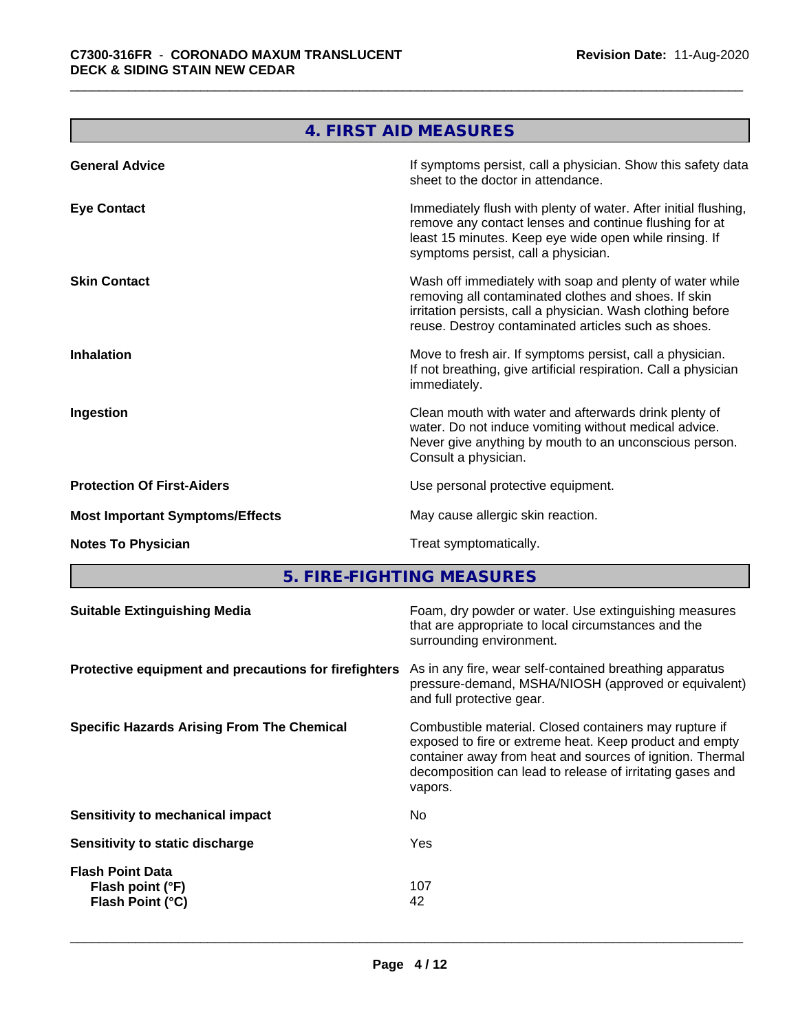## 4. FIRST AID MEASURES

| | |
|---|---|
| **General Advice** | If symptoms persist, call a physician. Show this safety data sheet to the doctor in attendance. |
| **Eye Contact** | Immediately flush with plenty of water. After initial flushing, remove any contact lenses and continue flushing for at least 15 minutes. Keep eye wide open while rinsing. If symptoms persist, call a physician. |
| **Skin Contact** | Wash off immediately with soap and plenty of water while removing all contaminated clothes and shoes. If skin irritation persists, call a physician. Wash clothing before reuse. Destroy contaminated articles such as shoes. |
| **Inhalation** | Move to fresh air. If symptoms persist, call a physician. If not breathing, give artificial respiration. Call a physician immediately. |
| **Ingestion** | Clean mouth with water and afterwards drink plenty of water. Do not induce vomiting without medical advice. Never give anything by mouth to an unconscious person. Consult a physician. |
| **Protection Of First-Aiders** | Use personal protective equipment. |
| **Most Important Symptoms/Effects** | May cause allergic skin reaction. |
| **Notes To Physician** | Treat symptomatically. |

## 5. FIRE-FIGHTING MEASURES

| | |
|---|---|
| **Suitable Extinguishing Media** | Foam, dry powder or water. Use extinguishing measures that are appropriate to local circumstances and the surrounding environment. |
| **Protective equipment and precautions for firefighters** | As in any fire, wear self-contained breathing apparatus pressure-demand, MSHA/NIOSH (approved or equivalent) and full protective gear. |
| **Specific Hazards Arising From The Chemical** | Combustible material. Closed containers may rupture if exposed to fire or extreme heat. Keep product and empty container away from heat and sources of ignition. Thermal decomposition can lead to release of irritating gases and vapors. |
| **Sensitivity to mechanical impact** | No |
| **Sensitivity to static discharge** | Yes |
| **Flash Point Data** | |
| **Flash point (°F)** | 107 |
| **Flash Point (°C)** | 42 |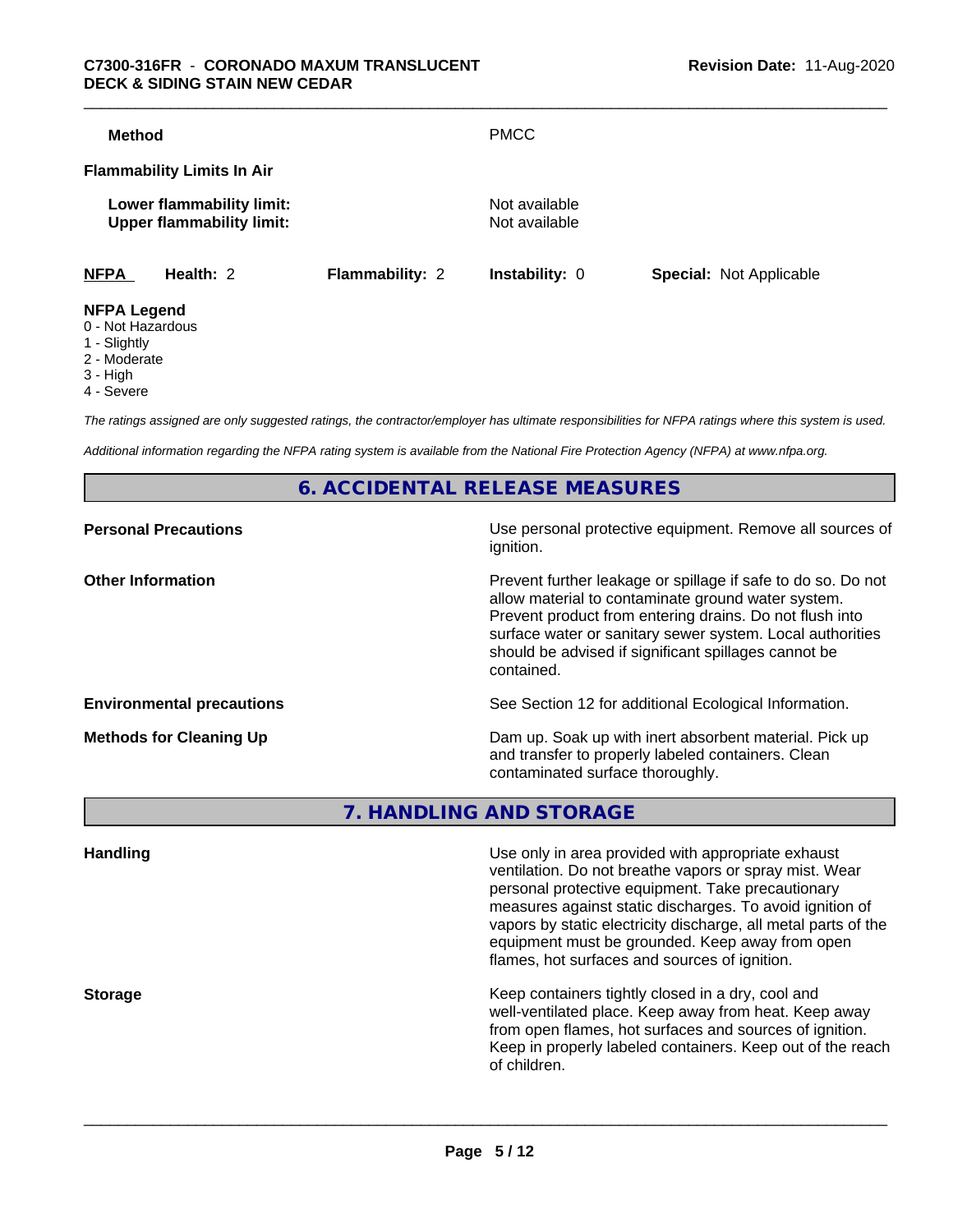| | |
|---|---|
| **Method** | PMCC |
| **Flammability Limits In Air** | |
| **Lower flammability limit:** | Not available |
| **Upper flammability limit:** | Not available |

| **NFPA** | **Health:** 2 | **Flammability:** 2 | **Instability:** 0 | **Special:** Not Applicable |
|---|---|---|---|---|

**NFPA Legend**
0 - Not Hazardous
1 - Slightly
2 - Moderate
3 - High
4 - Severe

*The ratings assigned are only suggested ratings, the contractor/employer has ultimate responsibilities for NFPA ratings where this system is used.*

*Additional information regarding the NFPA rating system is available from the National Fire Protection Agency (NFPA) at www.nfpa.org.*

## 6. ACCIDENTAL RELEASE MEASURES

| | |
|---|---|
| **Personal Precautions** | Use personal protective equipment. Remove all sources of ignition. |
| **Other Information** | Prevent further leakage or spillage if safe to do so. Do not allow material to contaminate ground water system. Prevent product from entering drains. Do not flush into surface water or sanitary sewer system. Local authorities should be advised if significant spillages cannot be contained. |
| **Environmental precautions** | See Section 12 for additional Ecological Information. |
| **Methods for Cleaning Up** | Dam up. Soak up with inert absorbent material. Pick up and transfer to properly labeled containers. Clean contaminated surface thoroughly. |

## 7. HANDLING AND STORAGE

| | |
|---|---|
| **Handling** | Use only in area provided with appropriate exhaust ventilation. Do not breathe vapors or spray mist. Wear personal protective equipment. Take precautionary measures against static discharges. To avoid ignition of vapors by static electricity discharge, all metal parts of the equipment must be grounded. Keep away from open flames, hot surfaces and sources of ignition. |
| **Storage** | Keep containers tightly closed in a dry, cool and well-ventilated place. Keep away from heat. Keep away from open flames, hot surfaces and sources of ignition. Keep in properly labeled containers. Keep out of the reach of children. |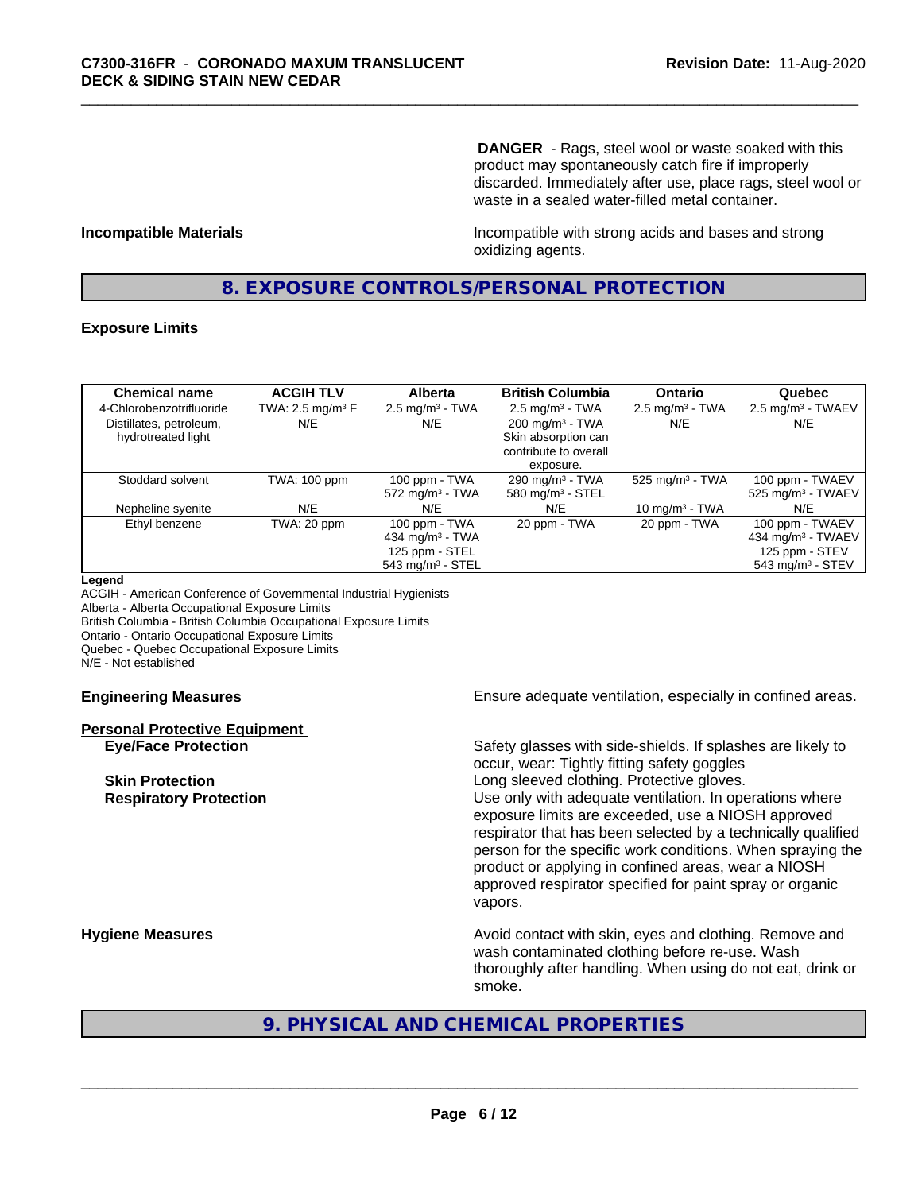**DANGER** - Rags, steel wool or waste soaked with this product may spontaneously catch fire if improperly discarded. Immediately after use, place rags, steel wool or waste in a sealed water-filled metal container.

**Incompatible Materials**

Incompatible with strong acids and bases and strong oxidizing agents.

## 8. EXPOSURE CONTROLS/PERSONAL PROTECTION

### Exposure Limits

| Chemical name | ACGIH TLV | Alberta | British Columbia | Ontario | Quebec |
|---|---|---|---|---|---|
| 4-Chlorobenzotrifluoride | TWA: 2.5 mg/m³ F | 2.5 mg/m³ - TWA | 2.5 mg/m³ - TWA | 2.5 mg/m³ - TWA | 2.5 mg/m³ - TWAEV |
| Distillates, petroleum, hydrotreated light | N/E | N/E | 200 mg/m³ - TWA<br>Skin absorption can contribute to overall exposure. | N/E | N/E |
| Stoddard solvent | TWA: 100 ppm | 100 ppm - TWA<br>572 mg/m³ - TWA | 290 mg/m³ - TWA<br>580 mg/m³ - STEL | 525 mg/m³ - TWA | 100 ppm - TWAEV<br>525 mg/m³ - TWAEV |
| Nepheline syenite | N/E | N/E | N/E | 10 mg/m³ - TWA | N/E |
| Ethyl benzene | TWA: 20 ppm | 100 ppm - TWA<br>434 mg/m³ - TWA<br>125 ppm - STEL<br>543 mg/m³ - STEL | 20 ppm - TWA | 20 ppm - TWA | 100 ppm - TWAEV<br>434 mg/m³ - TWAEV<br>125 ppm - STEV<br>543 mg/m³ - STEV |

**Legend**
ACGIH - American Conference of Governmental Industrial Hygienists
Alberta - Alberta Occupational Exposure Limits
British Columbia - British Columbia Occupational Exposure Limits
Ontario - Ontario Occupational Exposure Limits
Quebec - Quebec Occupational Exposure Limits
N/E - Not established

**Engineering Measures**

Ensure adequate ventilation, especially in confined areas.

**Personal Protective Equipment**

**Eye/Face Protection**

Safety glasses with side-shields. If splashes are likely to occur, wear: Tightly fitting safety goggles

**Skin Protection**

Long sleeved clothing. Protective gloves.

**Respiratory Protection**

Use only with adequate ventilation. In operations where exposure limits are exceeded, use a NIOSH approved respirator that has been selected by a technically qualified person for the specific work conditions. When spraying the product or applying in confined areas, wear a NIOSH approved respirator specified for paint spray or organic vapors.

**Hygiene Measures**

Avoid contact with skin, eyes and clothing. Remove and wash contaminated clothing before re-use. Wash thoroughly after handling. When using do not eat, drink or smoke.

## 9. PHYSICAL AND CHEMICAL PROPERTIES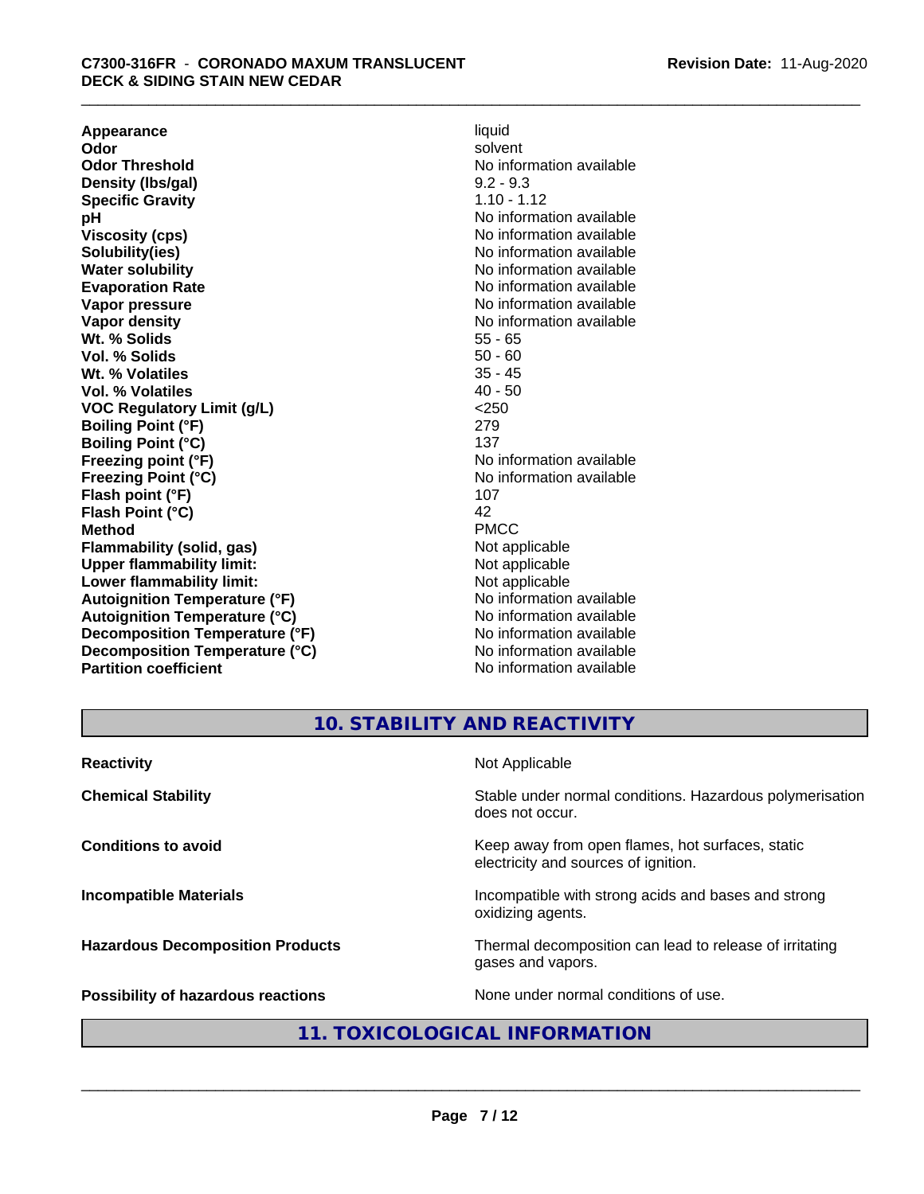| | |
|---|---|
| **Appearance** | liquid |
| **Odor** | solvent |
| **Odor Threshold** | No information available |
| **Density (lbs/gal)** | 9.2 - 9.3 |
| **Specific Gravity** | 1.10 - 1.12 |
| **pH** | No information available |
| **Viscosity (cps)** | No information available |
| **Solubility(ies)** | No information available |
| **Water solubility** | No information available |
| **Evaporation Rate** | No information available |
| **Vapor pressure** | No information available |
| **Vapor density** | No information available |
| **Wt. % Solids** | 55 - 65 |
| **Vol. % Solids** | 50 - 60 |
| **Wt. % Volatiles** | 35 - 45 |
| **Vol. % Volatiles** | 40 - 50 |
| **VOC Regulatory Limit (g/L)** | <250 |
| **Boiling Point (°F)** | 279 |
| **Boiling Point (°C)** | 137 |
| **Freezing point (°F)** | No information available |
| **Freezing Point (°C)** | No information available |
| **Flash point (°F)** | 107 |
| **Flash Point (°C)** | 42 |
| **Method** | PMCC |
| **Flammability (solid, gas)** | Not applicable |
| **Upper flammability limit:** | Not applicable |
| **Lower flammability limit:** | Not applicable |
| **Autoignition Temperature (°F)** | No information available |
| **Autoignition Temperature (°C)** | No information available |
| **Decomposition Temperature (°F)** | No information available |
| **Decomposition Temperature (°C)** | No information available |
| **Partition coefficient** | No information available |

## 10. STABILITY AND REACTIVITY

| | |
|---|---|
| **Reactivity** | Not Applicable |
| **Chemical Stability** | Stable under normal conditions. Hazardous polymerisation does not occur. |
| **Conditions to avoid** | Keep away from open flames, hot surfaces, static electricity and sources of ignition. |
| **Incompatible Materials** | Incompatible with strong acids and bases and strong oxidizing agents. |
| **Hazardous Decomposition Products** | Thermal decomposition can lead to release of irritating gases and vapors. |
| **Possibility of hazardous reactions** | None under normal conditions of use. |

## 11. TOXICOLOGICAL INFORMATION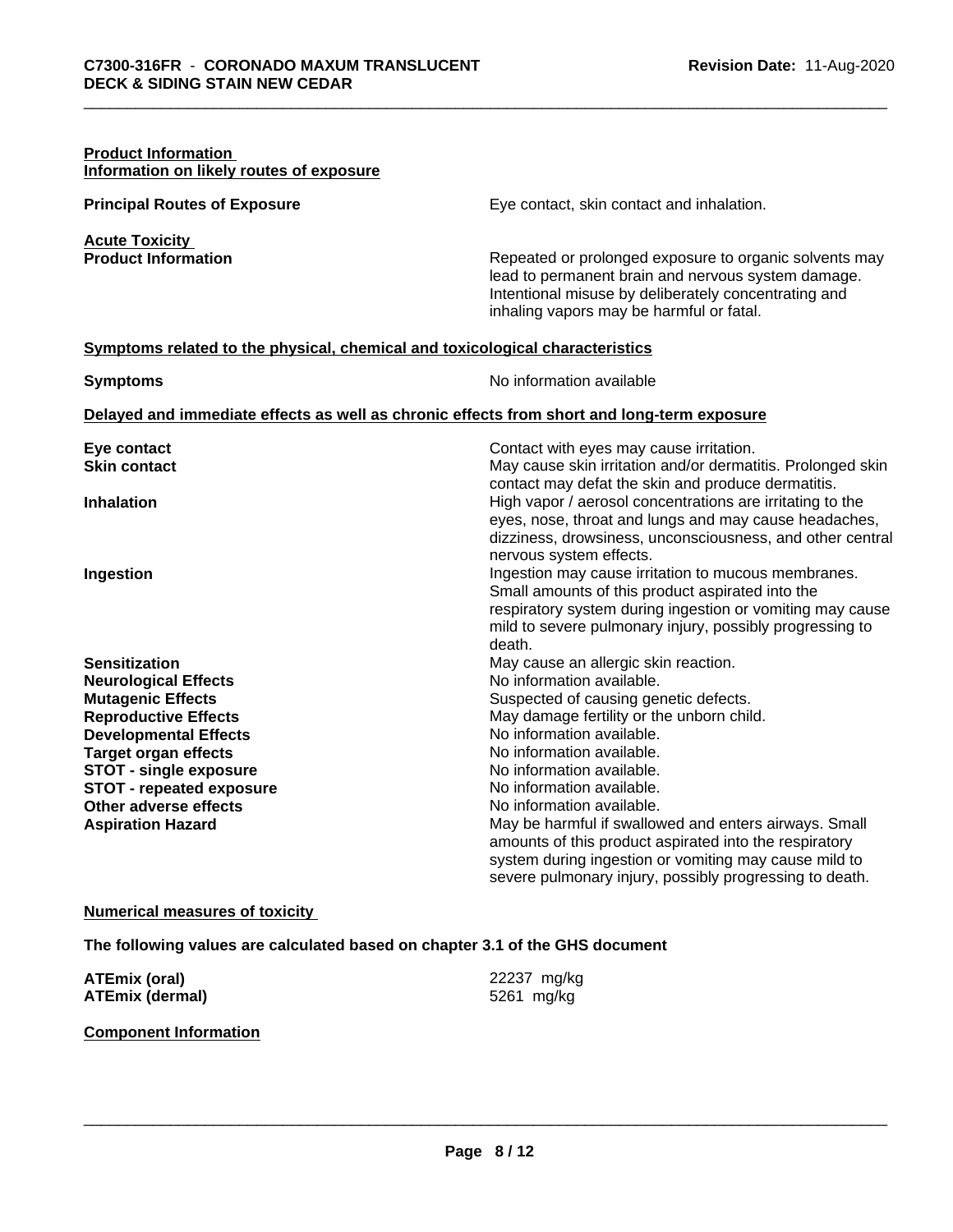**Product Information**

**Information on likely routes of exposure**

**Principal Routes of Exposure** Eye contact, skin contact and inhalation.

**Acute Toxicity**

**Product Information** Repeated or prolonged exposure to organic solvents may lead to permanent brain and nervous system damage. Intentional misuse by deliberately concentrating and inhaling vapors may be harmful or fatal.

**Symptoms related to the physical, chemical and toxicological characteristics**

**Symptoms** No information available

**Delayed and immediate effects as well as chronic effects from short and long-term exposure**

| | |
|---|---|
| **Eye contact** | Contact with eyes may cause irritation. |
| **Skin contact** | May cause skin irritation and/or dermatitis. Prolonged skin contact may defat the skin and produce dermatitis. |
| **Inhalation** | High vapor / aerosol concentrations are irritating to the eyes, nose, throat and lungs and may cause headaches, dizziness, drowsiness, unconsciousness, and other central nervous system effects. |
| **Ingestion** | Ingestion may cause irritation to mucous membranes. Small amounts of this product aspirated into the respiratory system during ingestion or vomiting may cause mild to severe pulmonary injury, possibly progressing to death. |
| **Sensitization** | May cause an allergic skin reaction. |
| **Neurological Effects** | No information available. |
| **Mutagenic Effects** | Suspected of causing genetic defects. |
| **Reproductive Effects** | May damage fertility or the unborn child. |
| **Developmental Effects** | No information available. |
| **Target organ effects** | No information available. |
| **STOT - single exposure** | No information available. |
| **STOT - repeated exposure** | No information available. |
| **Other adverse effects** | No information available. |
| **Aspiration Hazard** | May be harmful if swallowed and enters airways. Small amounts of this product aspirated into the respiratory system during ingestion or vomiting may cause mild to severe pulmonary injury, possibly progressing to death. |

**Numerical measures of toxicity**

**The following values are calculated based on chapter 3.1 of the GHS document**

**ATEmix (oral)** 22237 mg/kg

**ATEmix (dermal)** 5261 mg/kg

**Component Information**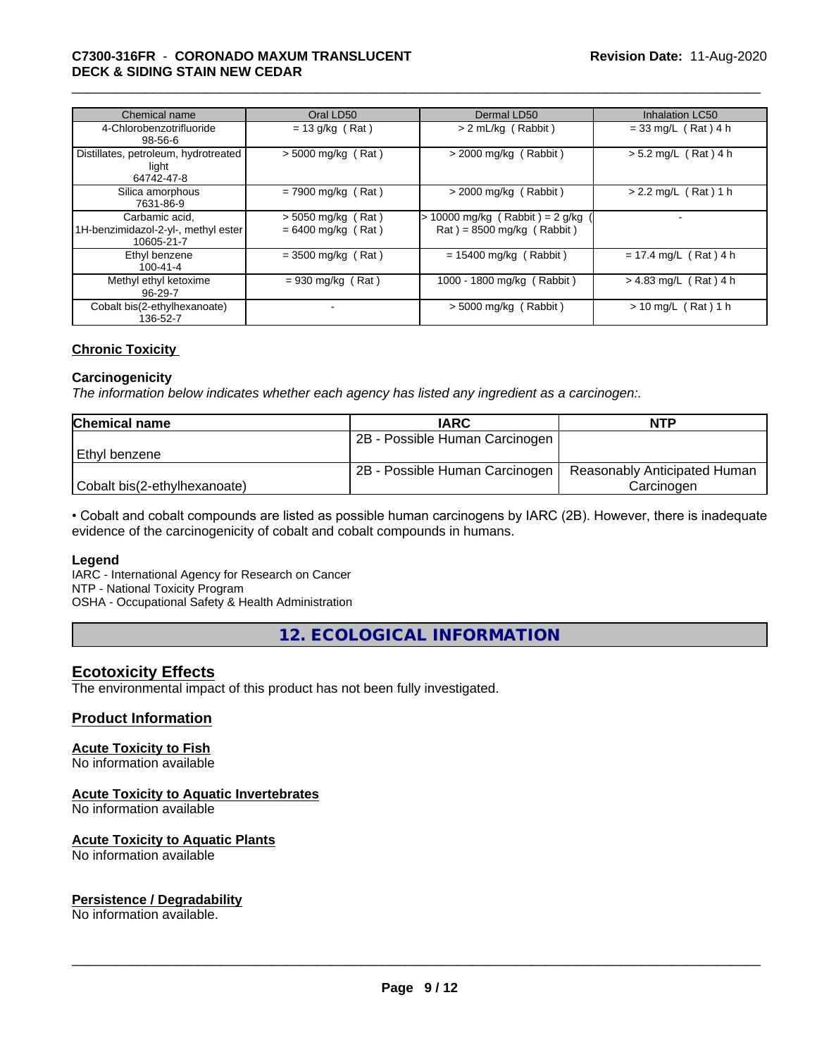| Chemical name | Oral LD50 | Dermal LD50 | Inhalation LC50 |
|---|---|---|---|
| 4-Chlorobenzotrifluoride 98-56-6 | = 13 g/kg ( Rat ) | > 2 mL/kg ( Rabbit ) | = 33 mg/L ( Rat ) 4 h |
| Distillates, petroleum, hydrotreated light 64742-47-8 | > 5000 mg/kg ( Rat ) | > 2000 mg/kg ( Rabbit ) | > 5.2 mg/L ( Rat ) 4 h |
| Silica amorphous 7631-86-9 | = 7900 mg/kg ( Rat ) | > 2000 mg/kg ( Rabbit ) | > 2.2 mg/L ( Rat ) 1 h |
| Carbamic acid, 1H-benzimidazol-2-yl-, methyl ester 10605-21-7 | > 5050 mg/kg ( Rat ) = 6400 mg/kg ( Rat ) | > 10000 mg/kg ( Rabbit ) = 2 g/kg ( Rat ) = 8500 mg/kg ( Rabbit ) | - |
| Ethyl benzene 100-41-4 | = 3500 mg/kg ( Rat ) | = 15400 mg/kg ( Rabbit ) | = 17.4 mg/L ( Rat ) 4 h |
| Methyl ethyl ketoxime 96-29-7 | = 930 mg/kg ( Rat ) | 1000 - 1800 mg/kg ( Rabbit ) | > 4.83 mg/L ( Rat ) 4 h |
| Cobalt bis(2-ethylhexanoate) 136-52-7 | - | > 5000 mg/kg ( Rabbit ) | > 10 mg/L ( Rat ) 1 h |

### Chronic Toxicity

**Carcinogenicity**

*The information below indicates whether each agency has listed any ingredient as a carcinogen:.*

| Chemical name | IARC | NTP |
|---|---|---|
| Ethyl benzene | 2B - Possible Human Carcinogen | |
| Cobalt bis(2-ethylhexanoate) | 2B - Possible Human Carcinogen | Reasonably Anticipated Human Carcinogen |

• Cobalt and cobalt compounds are listed as possible human carcinogens by IARC (2B). However, there is inadequate evidence of the carcinogenicity of cobalt and cobalt compounds in humans.

**Legend**

IARC - International Agency for Research on Cancer
NTP - National Toxicity Program
OSHA - Occupational Safety & Health Administration

## 12. ECOLOGICAL INFORMATION

### Ecotoxicity Effects

The environmental impact of this product has not been fully investigated.

### Product Information

**Acute Toxicity to Fish**

No information available

**Acute Toxicity to Aquatic Invertebrates**

No information available

**Acute Toxicity to Aquatic Plants**

No information available

**Persistence / Degradability**

No information available.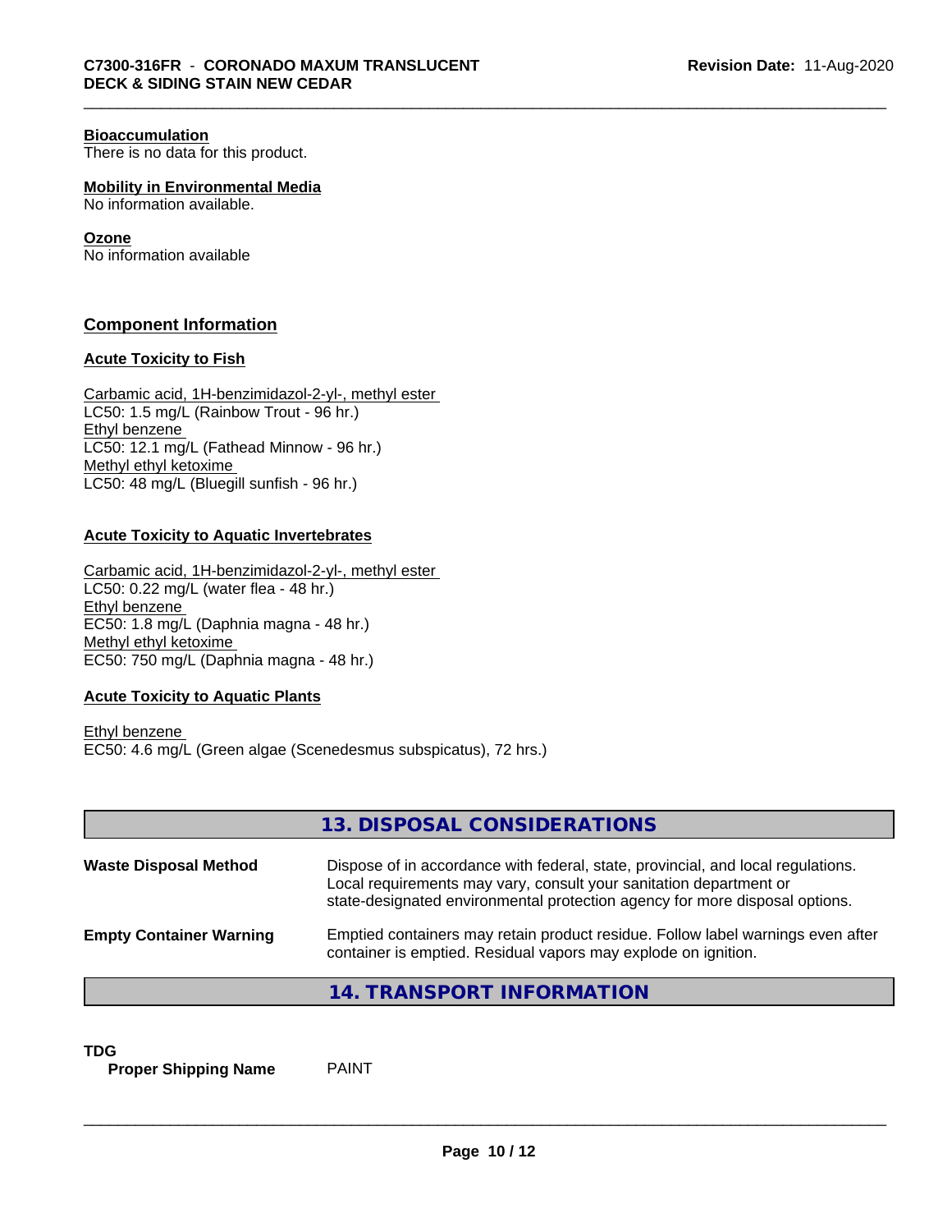**Bioaccumulation**
There is no data for this product.

**Mobility in Environmental Media**
No information available.

**Ozone**
No information available

## Component Information

### Acute Toxicity to Fish

Carbamic acid, 1H-benzimidazol-2-yl-, methyl ester
LC50: 1.5 mg/L (Rainbow Trout - 96 hr.)
Ethyl benzene
LC50: 12.1 mg/L (Fathead Minnow - 96 hr.)
Methyl ethyl ketoxime
LC50: 48 mg/L (Bluegill sunfish - 96 hr.)

### Acute Toxicity to Aquatic Invertebrates

Carbamic acid, 1H-benzimidazol-2-yl-, methyl ester
LC50: 0.22 mg/L (water flea - 48 hr.)
Ethyl benzene
EC50: 1.8 mg/L (Daphnia magna - 48 hr.)
Methyl ethyl ketoxime
EC50: 750 mg/L (Daphnia magna - 48 hr.)

### Acute Toxicity to Aquatic Plants

Ethyl benzene
EC50: 4.6 mg/L (Green algae (Scenedesmus subspicatus), 72 hrs.)

## 13. DISPOSAL CONSIDERATIONS

| | |
|---|---|
| **Waste Disposal Method** | Dispose of in accordance with federal, state, provincial, and local regulations. Local requirements may vary, consult your sanitation department or state-designated environmental protection agency for more disposal options. |
| **Empty Container Warning** | Emptied containers may retain product residue. Follow label warnings even after container is emptied. Residual vapors may explode on ignition. |

## 14. TRANSPORT INFORMATION

**TDG**

| | |
|---|---|
| **Proper Shipping Name** | PAINT |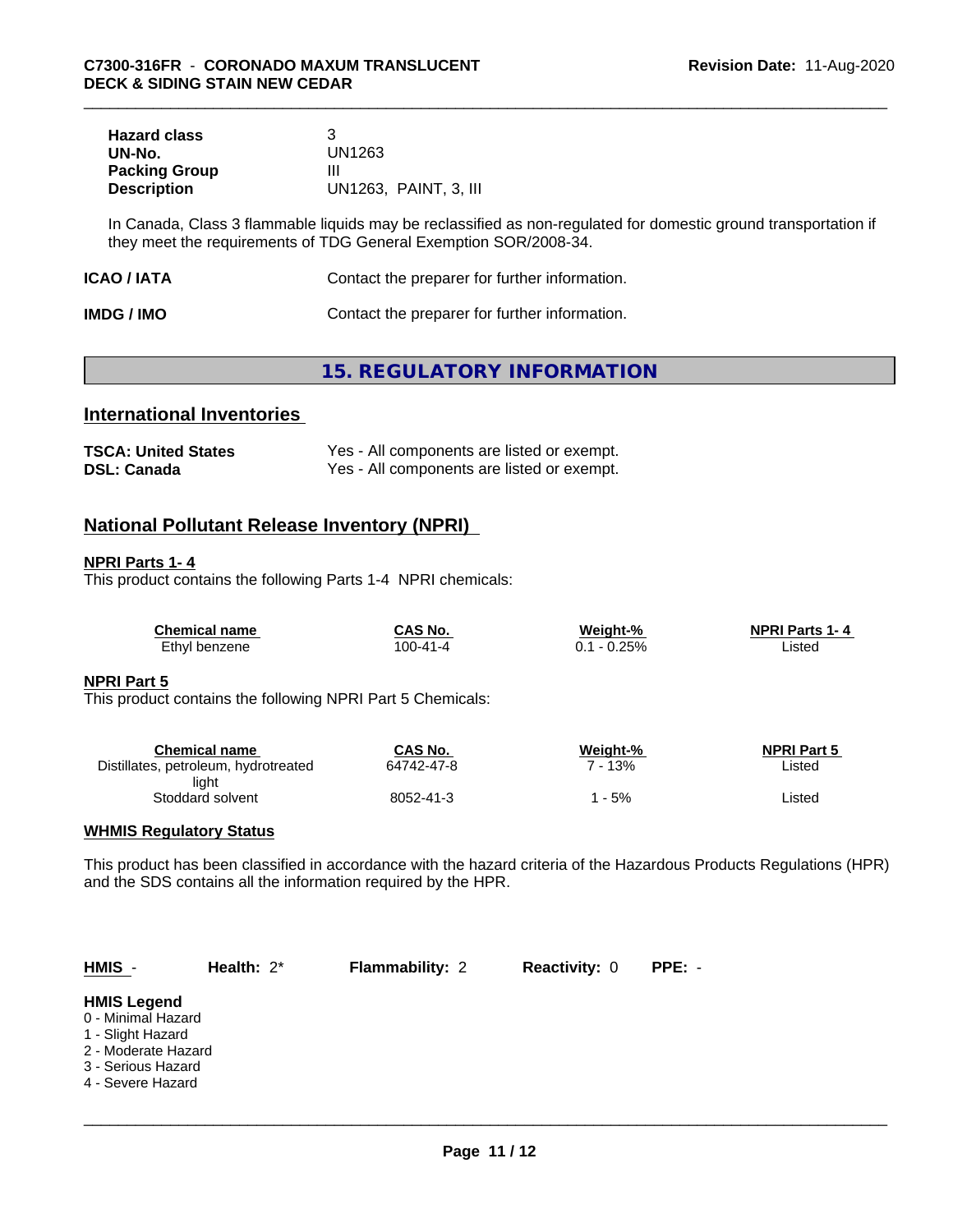| | |
|---|---|
| **Hazard class** | 3 |
| **UN-No.** | UN1263 |
| **Packing Group** | III |
| **Description** | UN1263, PAINT, 3, III |

In Canada, Class 3 flammable liquids may be reclassified as non-regulated for domestic ground transportation if they meet the requirements of TDG General Exemption SOR/2008-34.

**ICAO / IATA** Contact the preparer for further information.

**IMDG / IMO** Contact the preparer for further information.

# 15. REGULATORY INFORMATION

## International Inventories

| | |
|---|---|
| **TSCA: United States** | Yes - All components are listed or exempt. |
| **DSL: Canada** | Yes - All components are listed or exempt. |

## National Pollutant Release Inventory (NPRI)

### NPRI Parts 1- 4

This product contains the following Parts 1-4 NPRI chemicals:

| Chemical name | CAS No. | Weight-% | NPRI Parts 1- 4 |
|---|---|---|---|
| Ethyl benzene | 100-41-4 | 0.1 - 0.25% | Listed |

### NPRI Part 5

This product contains the following NPRI Part 5 Chemicals:

| Chemical name | CAS No. | Weight-% | NPRI Part 5 |
|---|---|---|---|
| Distillates, petroleum, hydrotreated light | 64742-47-8 | 7 - 13% | Listed |
| Stoddard solvent | 8052-41-3 | 1 - 5% | Listed |

### WHMIS Regulatory Status

This product has been classified in accordance with the hazard criteria of the Hazardous Products Regulations (HPR) and the SDS contains all the information required by the HPR.

| **HMIS** - | **Health:** 2* | **Flammability:** 2 | **Reactivity:** 0 | **PPE:** - |
|---|---|---|---|---|

**HMIS Legend**
0 - Minimal Hazard
1 - Slight Hazard
2 - Moderate Hazard
3 - Serious Hazard
4 - Severe Hazard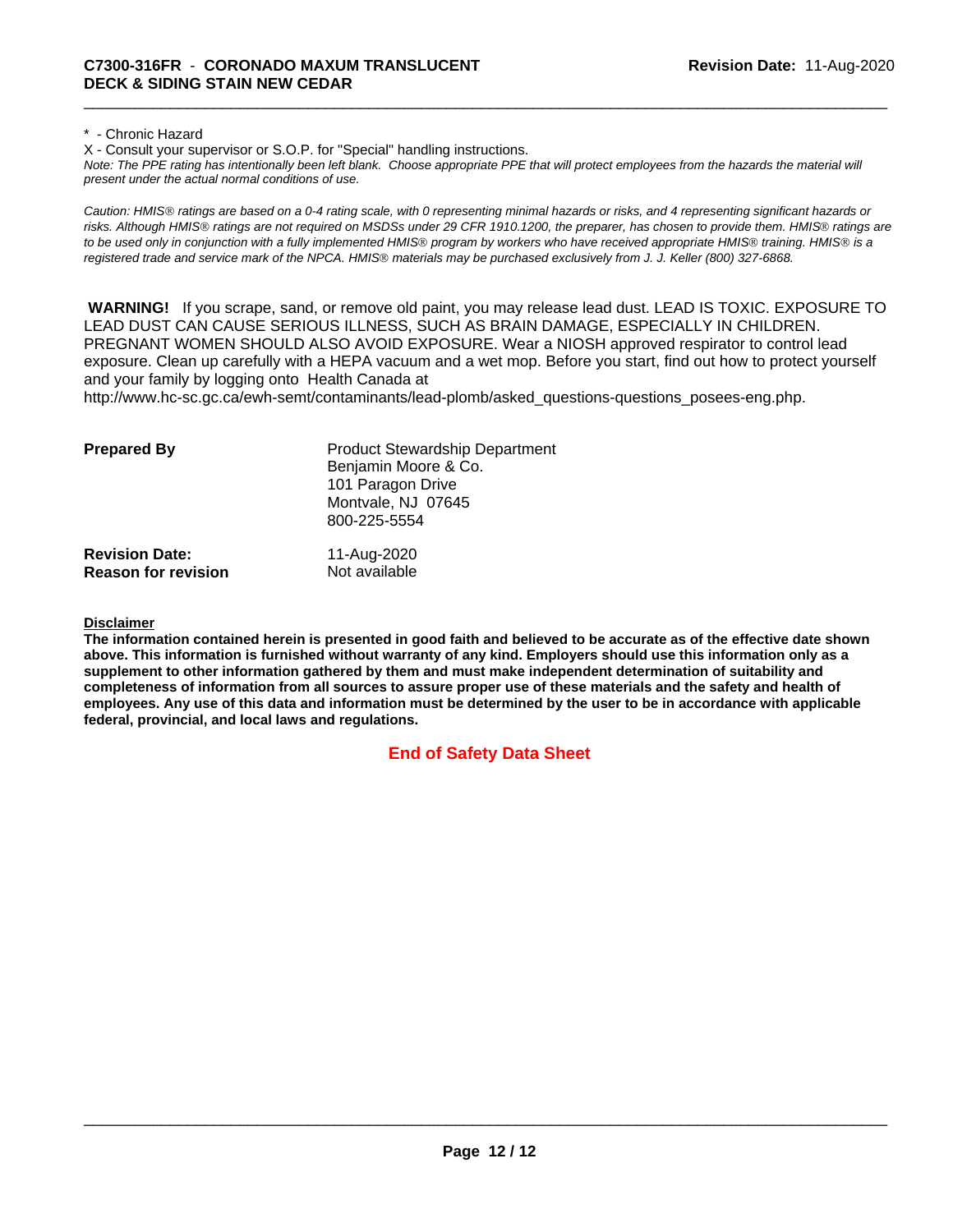\* - Chronic Hazard

X - Consult your supervisor or S.O.P. for "Special" handling instructions.

*Note: The PPE rating has intentionally been left blank. Choose appropriate PPE that will protect employees from the hazards the material will present under the actual normal conditions of use.*

*Caution: HMIS® ratings are based on a 0-4 rating scale, with 0 representing minimal hazards or risks, and 4 representing significant hazards or risks. Although HMIS® ratings are not required on MSDSs under 29 CFR 1910.1200, the preparer, has chosen to provide them. HMIS® ratings are to be used only in conjunction with a fully implemented HMIS® program by workers who have received appropriate HMIS® training. HMIS® is a registered trade and service mark of the NPCA. HMIS® materials may be purchased exclusively from J. J. Keller (800) 327-6868.*

**WARNING!** If you scrape, sand, or remove old paint, you may release lead dust. LEAD IS TOXIC. EXPOSURE TO LEAD DUST CAN CAUSE SERIOUS ILLNESS, SUCH AS BRAIN DAMAGE, ESPECIALLY IN CHILDREN. PREGNANT WOMEN SHOULD ALSO AVOID EXPOSURE. Wear a NIOSH approved respirator to control lead exposure. Clean up carefully with a HEPA vacuum and a wet mop. Before you start, find out how to protect yourself and your family by logging onto Health Canada at http://www.hc-sc.gc.ca/ewh-semt/contaminants/lead-plomb/asked_questions-questions_posees-eng.php.

| | |
|---|---|
| **Prepared By** | Product Stewardship Department<br>Benjamin Moore & Co.<br>101 Paragon Drive<br>Montvale, NJ 07645<br>800-225-5554 |
| **Revision Date:** | 11-Aug-2020 |
| **Reason for revision** | Not available |

**Disclaimer**

**The information contained herein is presented in good faith and believed to be accurate as of the effective date shown above. This information is furnished without warranty of any kind. Employers should use this information only as a supplement to other information gathered by them and must make independent determination of suitability and completeness of information from all sources to assure proper use of these materials and the safety and health of employees. Any use of this data and information must be determined by the user to be in accordance with applicable federal, provincial, and local laws and regulations.**

**End of Safety Data Sheet**